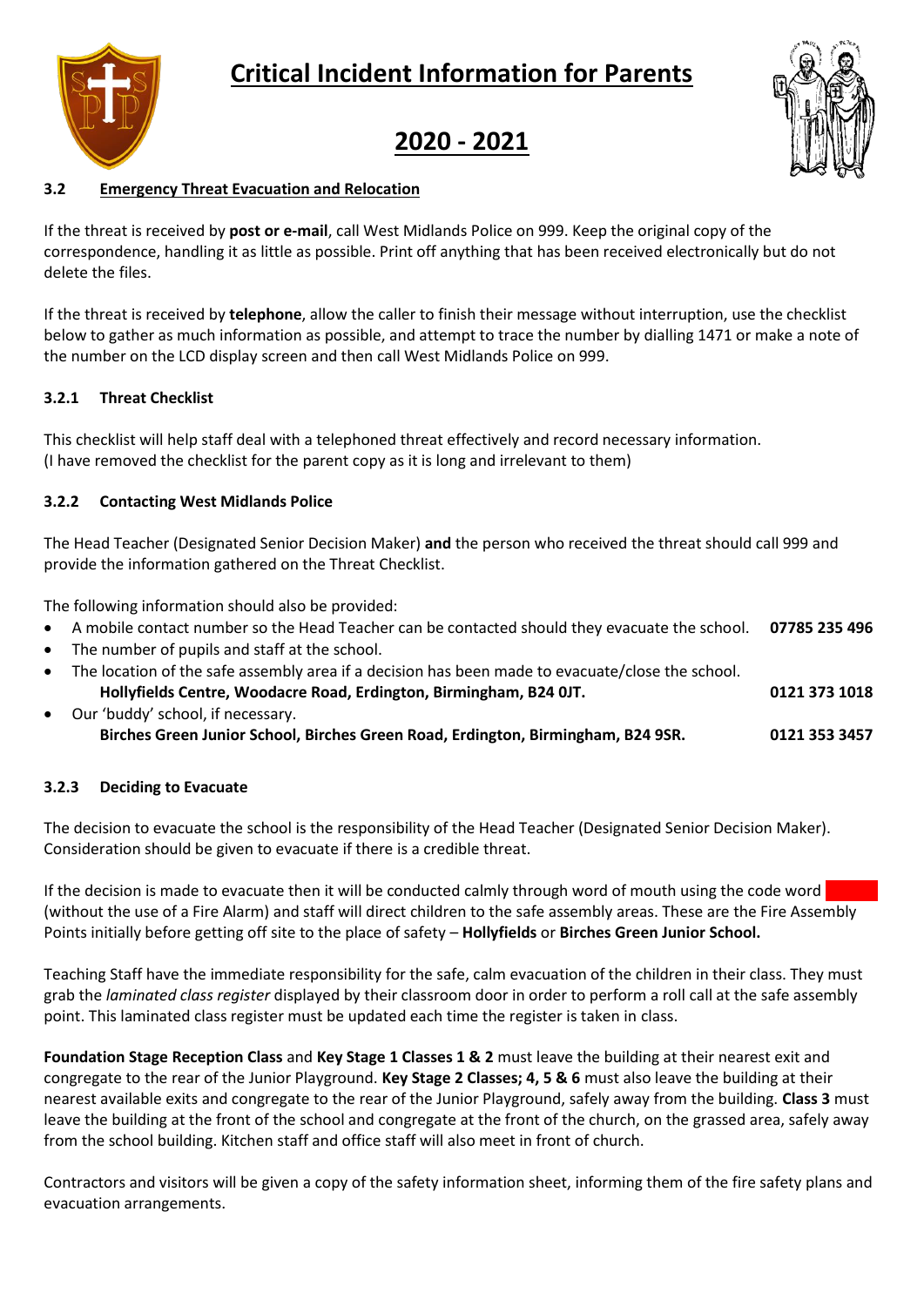# Critical Incident Information for Parents

# 2020 - 2021

### 3.2 Emergency Threat Evacuation and Relocation

If the threat is received by **post or e-mail**, call West Midlands Police on 999. Keep the original copy of the correspondence, handling it as little as possible. Print off anything that has been received electronically but do not delete the files.

If the threat is received by **telephone**, allow the caller to finish their message without interruption, use the checklist below to gather as much information as possible, and attempt to trace the number by dialling 1471 or make a note of the number on the LCD display screen and then call West Midlands Police on 999.

#### 3.2.1 Threat Checklist

This checklist will help staff deal with a telephoned threat effectively and record necessary information.
(I have removed the checklist for the parent copy as it is long and irrelevant to them)

#### 3.2.2 Contacting West Midlands Police

The Head Teacher (Designated Senior Decision Maker) **and** the person who received the threat should call 999 and provide the information gathered on the Threat Checklist.

The following information should also be provided:

- A mobile contact number so the Head Teacher can be contacted should they evacuate the school. **07785 235 496**
- The number of pupils and staff at the school.
- The location of the safe assembly area if a decision has been made to evacuate/close the school.
  **Hollyfields Centre, Woodacre Road, Erdington, Birmingham, B24 0JT. 0121 373 1018**
- Our 'buddy' school, if necessary.
  **Birches Green Junior School, Birches Green Road, Erdington, Birmingham, B24 9SR. 0121 353 3457**

#### 3.2.3 Deciding to Evacuate

The decision to evacuate the school is the responsibility of the Head Teacher (Designated Senior Decision Maker). Consideration should be given to evacuate if there is a credible threat.

If the decision is made to evacuate then it will be conducted calmly through word of mouth using the code word (without the use of a Fire Alarm) and staff will direct children to the safe assembly areas. These are the Fire Assembly Points initially before getting off site to the place of safety – **Hollyfields** or **Birches Green Junior School.**

Teaching Staff have the immediate responsibility for the safe, calm evacuation of the children in their class. They must grab the *laminated class register* displayed by their classroom door in order to perform a roll call at the safe assembly point. This laminated class register must be updated each time the register is taken in class.

**Foundation Stage Reception Class** and **Key Stage 1 Classes 1 & 2** must leave the building at their nearest exit and congregate to the rear of the Junior Playground. **Key Stage 2 Classes; 4, 5 & 6** must also leave the building at their nearest available exits and congregate to the rear of the Junior Playground, safely away from the building. **Class 3** must leave the building at the front of the school and congregate at the front of the church, on the grassed area, safely away from the school building. Kitchen staff and office staff will also meet in front of church.

Contractors and visitors will be given a copy of the safety information sheet, informing them of the fire safety plans and evacuation arrangements.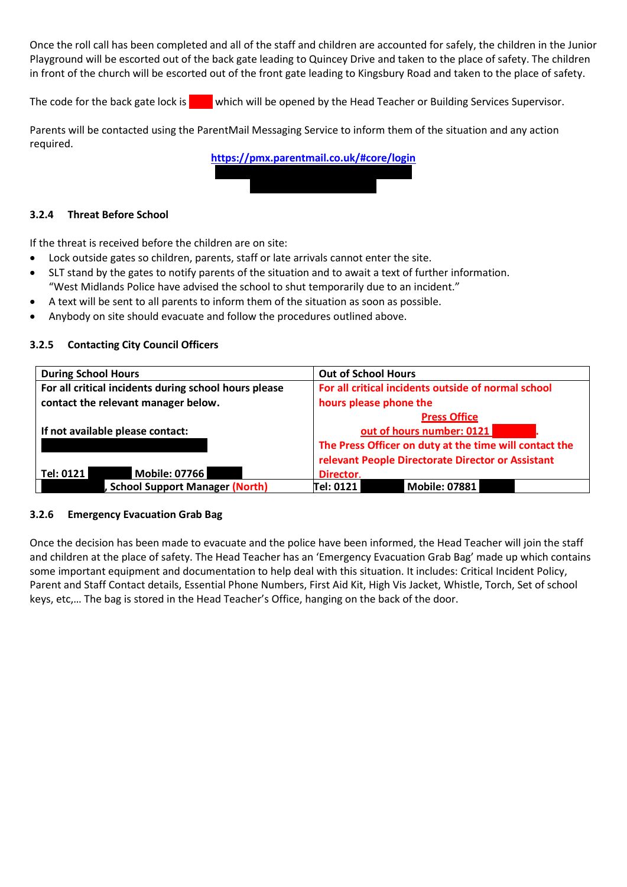Once the roll call has been completed and all of the staff and children are accounted for safely, the children in the Junior Playground will be escorted out of the back gate leading to Quincey Drive and taken to the place of safety. The children in front of the church will be escorted out of the front gate leading to Kingsbury Road and taken to the place of safety.

The code for the back gate lock is which will be opened by the Head Teacher or Building Services Supervisor.

Parents will be contacted using the ParentMail Messaging Service to inform them of the situation and any action required.

**https://pmx.parentmail.co.uk/#core/login**

### 3.2.4 Threat Before School

If the threat is received before the children are on site:

- Lock outside gates so children, parents, staff or late arrivals cannot enter the site.
- SLT stand by the gates to notify parents of the situation and to await a text of further information. "West Midlands Police have advised the school to shut temporarily due to an incident."
- A text will be sent to all parents to inform them of the situation as soon as possible.
- Anybody on site should evacuate and follow the procedures outlined above.

### 3.2.5 Contacting City Council Officers

| During School Hours | Out of School Hours |
|---|---|
| **For all critical incidents during school hours please contact the relevant manager below.**<br><br>**If not available please contact:**<br><br>**Tel: 0121 Mobile: 07766** | **For all critical incidents outside of normal school hours please phone the Press Office out of hours number: 0121 .**<br>**The Press Officer on duty at the time will contact the relevant People Directorate Director or Assistant Director.** |
| **, School Support Manager (North)** | **Tel: 0121 Mobile: 07881** |

### 3.2.6 Emergency Evacuation Grab Bag

Once the decision has been made to evacuate and the police have been informed, the Head Teacher will join the staff and children at the place of safety. The Head Teacher has an 'Emergency Evacuation Grab Bag' made up which contains some important equipment and documentation to help deal with this situation. It includes: Critical Incident Policy, Parent and Staff Contact details, Essential Phone Numbers, First Aid Kit, High Vis Jacket, Whistle, Torch, Set of school keys, etc,… The bag is stored in the Head Teacher's Office, hanging on the back of the door.